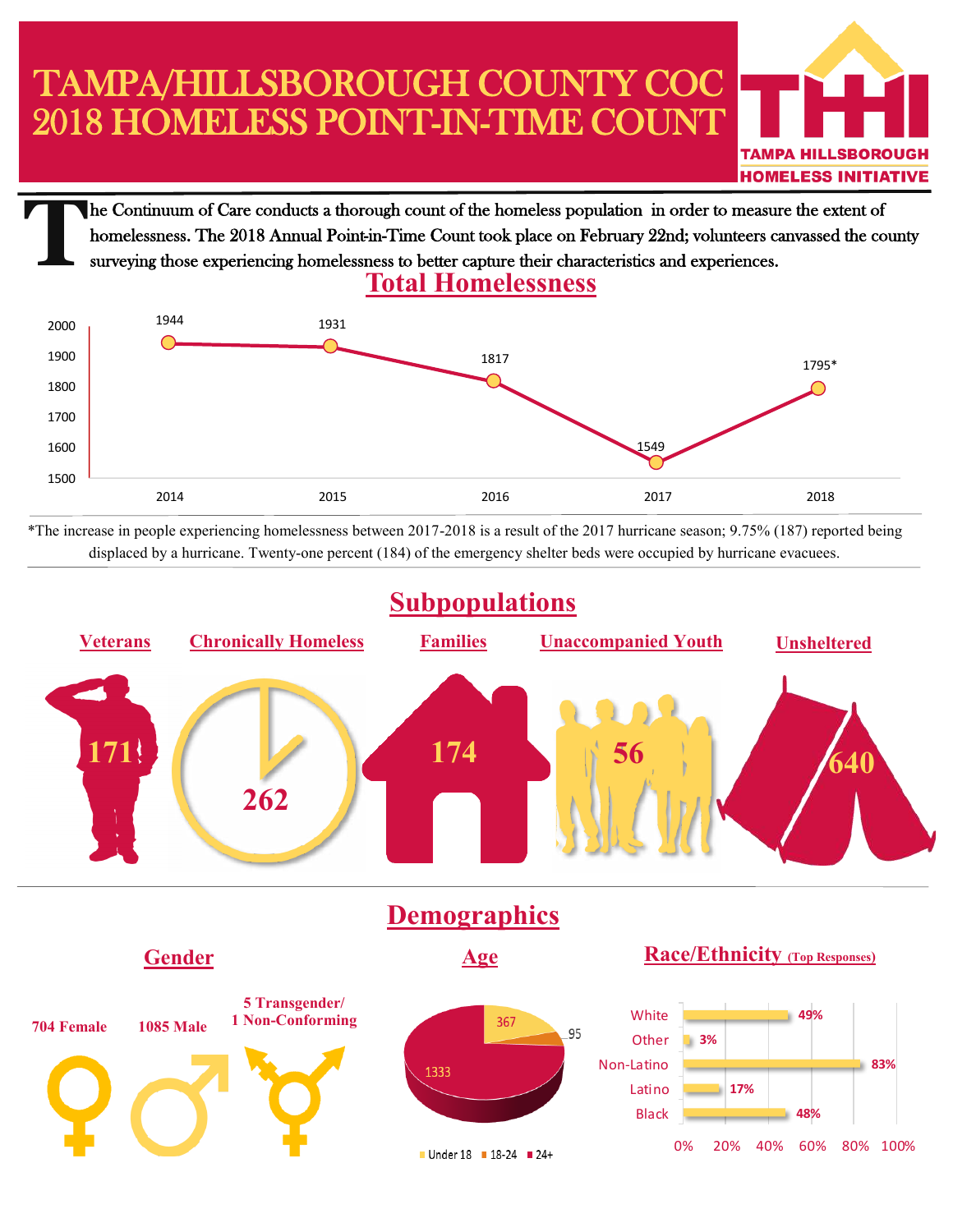# TAMPA/HILLSBOROUGH COUNTY COC 2018 HOMELESS POINT-IN-TIME COUNT

TAMPA HILLSBOROUGH HOMELESS INITIATIVE

The Continuum of Care conducts a thorough count of the homeless population in order to measure the extent of homelessness. The 2018 Annual Point-in-Time Count took place on February 22nd; volunteers canvassed the county surveying those experiencing homelessness to better capture their characteristics and experiences.

## Total Homelessness

| Year | Total |
|---|---|
| 2014 | 1944 |
| 2015 | 1931 |
| 2016 | 1817 |
| 2017 | 1549 |
| 2018 | 1795* |

*The increase in people experiencing homelessness between 2017-2018 is a result of the 2017 hurricane season; 9.75% (187) reported being displaced by a hurricane. Twenty-one percent (184) of the emergency shelter beds were occupied by hurricane evacuees.

## Subpopulations

| Veterans | Chronically Homeless | Families | Unaccompanied Youth | Unsheltered |
|---|---|---|---|---|
| 171 | 262 | 174 | 56 | 640 |

## Demographics

### Gender

- 704 Female
- 1085 Male
- 5 Transgender/ 1 Non-Conforming

### Age

| Under 18 | 18-24 | 24+ |
|---|---|---|
| 367 | 95 | 1333 |

### Race/Ethnicity (Top Responses)

| Race/Ethnicity | Percent |
|---|---|
| White | 49% |
| Other | 3% |
| Non-Latino | 83% |
| Latino | 17% |
| Black | 48% |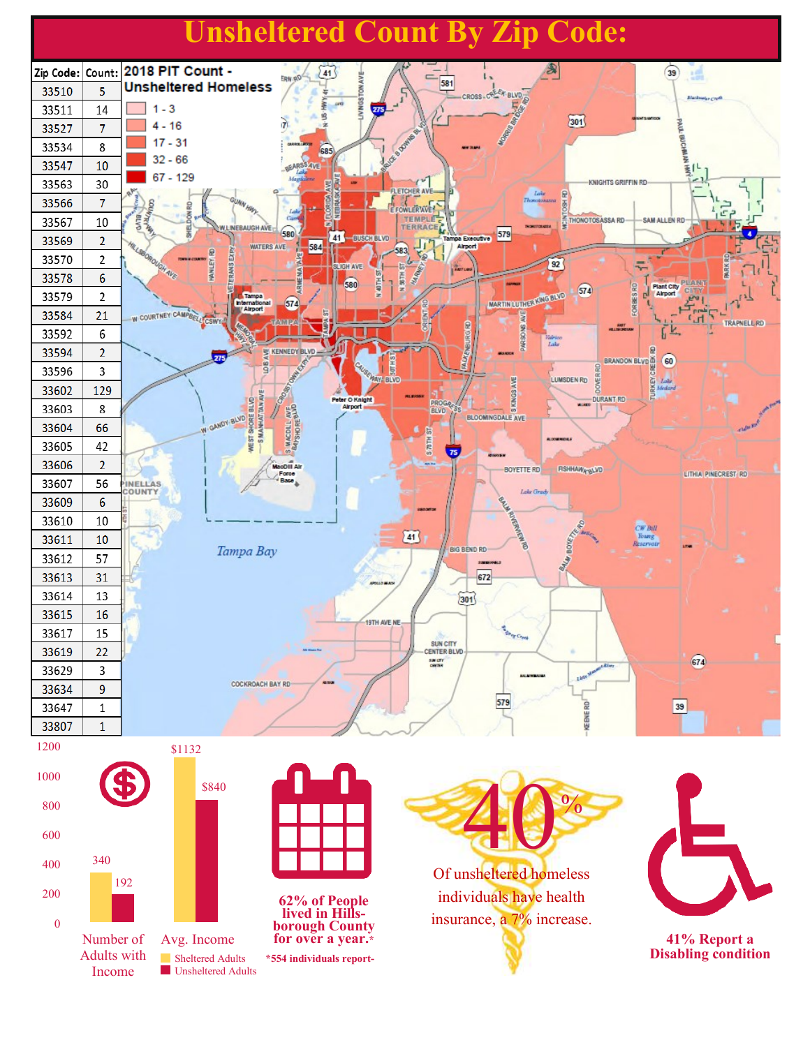# Unsheltered Count By Zip Code:

| Zip Code: | Count: |
|---|---|
| 33510 | 5 |
| 33511 | 14 |
| 33527 | 7 |
| 33534 | 8 |
| 33547 | 10 |
| 33563 | 30 |
| 33566 | 7 |
| 33567 | 10 |
| 33569 | 2 |
| 33570 | 2 |
| 33578 | 6 |
| 33579 | 2 |
| 33584 | 21 |
| 33592 | 6 |
| 33594 | 2 |
| 33596 | 3 |
| 33602 | 129 |
| 33603 | 8 |
| 33604 | 66 |
| 33605 | 42 |
| 33606 | 2 |
| 33607 | 56 |
| 33609 | 6 |
| 33610 | 10 |
| 33611 | 10 |
| 33612 | 57 |
| 33613 | 31 |
| 33614 | 13 |
| 33615 | 16 |
| 33617 | 15 |
| 33619 | 22 |
| 33629 | 3 |
| 33634 | 9 |
| 33647 | 1 |
| 33807 | 1 |

2018 PIT Count - Unsheltered Homeless

1 - 3
4 - 16
17 - 31
32 - 66
67 - 129

1200
1000
800
600
400
200
0

340
192
Number of Adults with Income

$1132
$840
Avg. Income

Sheltered Adults
Unsheltered Adults

**62% of People lived in Hillsborough County for over a year.***

***554 individuals report-**

40%

Of unsheltered homeless individuals have health insurance, a 7% increase.

**41% Report a Disabling condition**